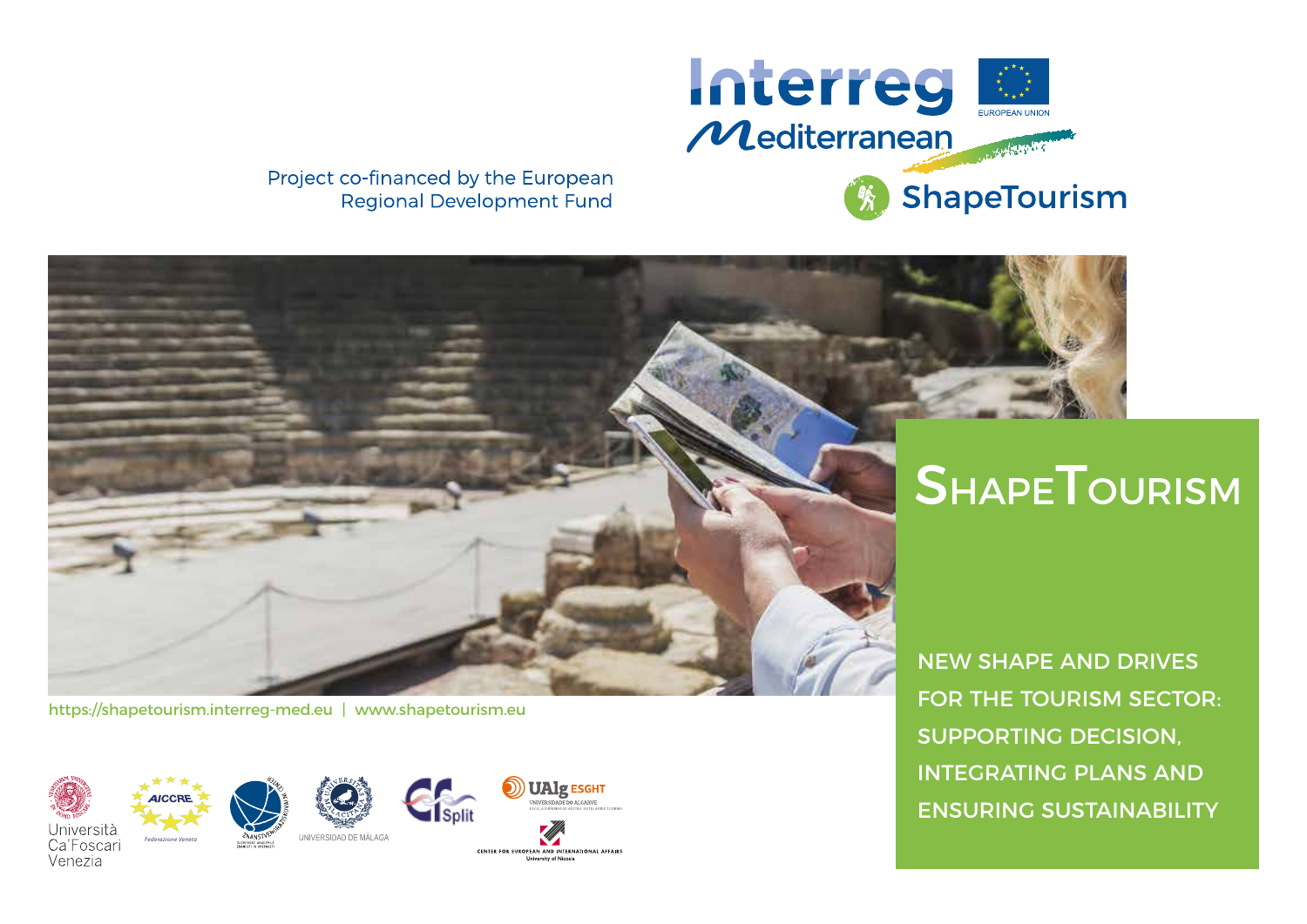Interreg Mediterranean

EUROPEAN UNION

ShapeTourism

Project co-financed by the European Regional Development Fund

# ShapeTourism

NEW SHAPE AND DRIVES FOR THE TOURISM SECTOR: SUPPORTING DECISION, INTEGRATING PLANS AND ENSURING SUSTAINABILITY

https://shapetourism.interreg-med.eu | www.shapetourism.eu

Università Ca'Foscari Venezia

AICCRE Federazione Veneta

UNIVERSIDAD DE MÁLAGA

UAlg ESGHT UNIVERSIDADE DO ALGARVE

CENTER FOR EUROPEAN AND INTERNATIONAL AFFAIRS University of Nicosia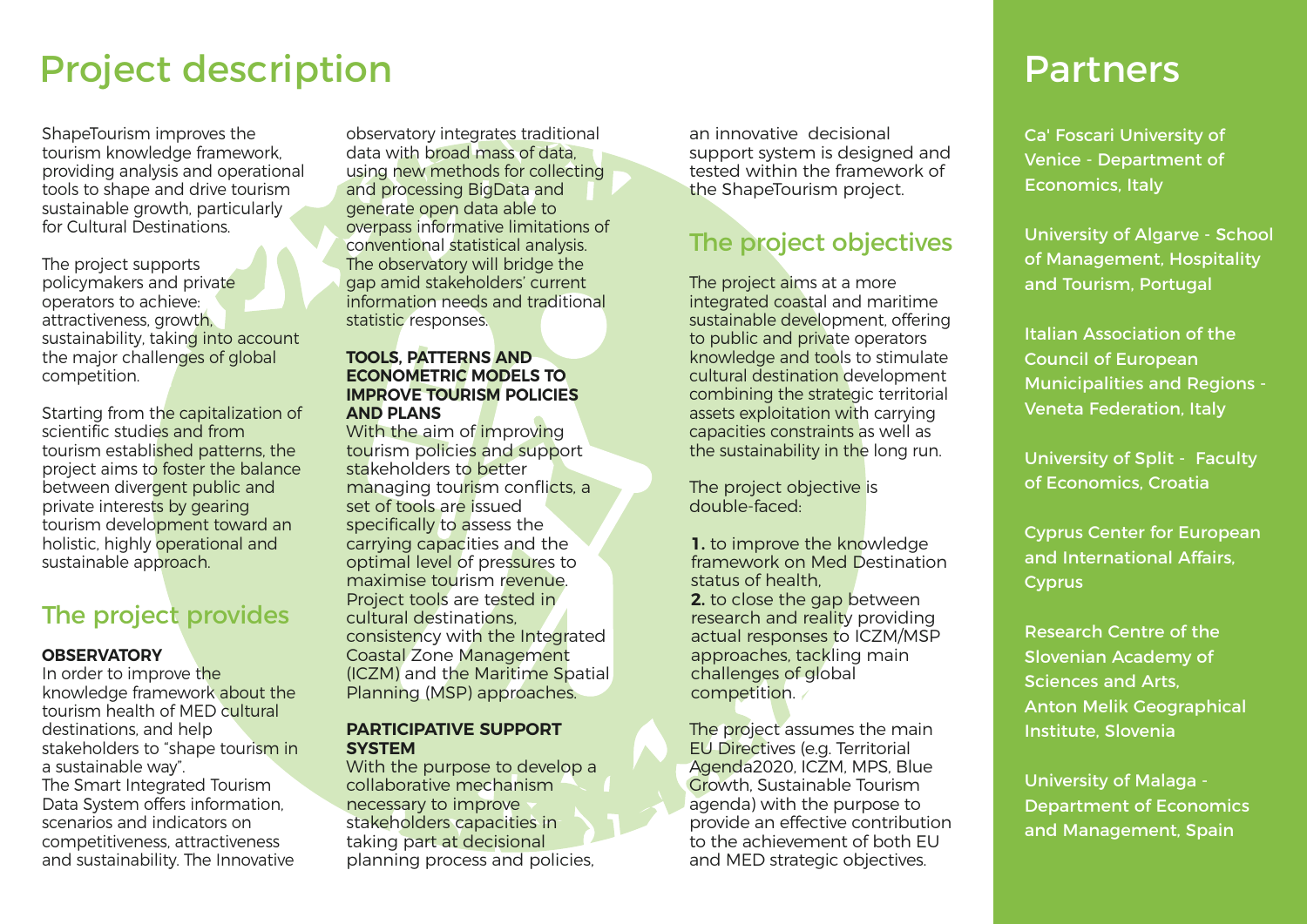# Project description

ShapeTourism improves the tourism knowledge framework, providing analysis and operational tools to shape and drive tourism sustainable growth, particularly for Cultural Destinations.

The project supports policymakers and private operators to achieve: attractiveness, growth, sustainability, taking into account the major challenges of global competition.

Starting from the capitalization of scientific studies and from tourism established patterns, the project aims to foster the balance between divergent public and private interests by gearing tourism development toward an holistic, highly operational and sustainable approach.

## The project provides

**OBSERVATORY**

In order to improve the knowledge framework about the tourism health of MED cultural destinations, and help stakeholders to "shape tourism in a sustainable way".
The Smart Integrated Tourism Data System offers information, scenarios and indicators on competitiveness, attractiveness and sustainability. The Innovative observatory integrates traditional data with broad mass of data, using new methods for collecting and processing BigData and generate open data able to overpass informative limitations of conventional statistical analysis. The observatory will bridge the gap amid stakeholders' current information needs and traditional statistic responses.

**TOOLS, PATTERNS AND ECONOMETRIC MODELS TO IMPROVE TOURISM POLICIES AND PLANS**

With the aim of improving tourism policies and support stakeholders to better managing tourism conflicts, a set of tools are issued specifically to assess the carrying capacities and the optimal level of pressures to maximise tourism revenue. Project tools are tested in cultural destinations, consistency with the Integrated Coastal Zone Management (ICZM) and the Maritime Spatial Planning (MSP) approaches.

**PARTICIPATIVE SUPPORT SYSTEM**

With the purpose to develop a collaborative mechanism necessary to improve stakeholders capacities in taking part at decisional planning process and policies, an innovative decisional support system is designed and tested within the framework of the ShapeTourism project.

## The project objectives

The project aims at a more integrated coastal and maritime sustainable development, offering to public and private operators knowledge and tools to stimulate cultural destination development combining the strategic territorial assets exploitation with carrying capacities constraints as well as the sustainability in the long run.

The project objective is double-faced:

**1.** to improve the knowledge framework on Med Destination status of health,
**2.** to close the gap between research and reality providing actual responses to ICZM/MSP approaches, tackling main challenges of global competition.

The project assumes the main EU Directives (e.g. Territorial Agenda2020, ICZM, MPS, Blue Growth, Sustainable Tourism agenda) with the purpose to provide an effective contribution to the achievement of both EU and MED strategic objectives.

# Partners

Ca' Foscari University of Venice - Department of Economics, Italy

University of Algarve - School of Management, Hospitality and Tourism, Portugal

Italian Association of the Council of European Municipalities and Regions - Veneta Federation, Italy

University of Split - Faculty of Economics, Croatia

Cyprus Center for European and International Affairs, Cyprus

Research Centre of the Slovenian Academy of Sciences and Arts, Anton Melik Geographical Institute, Slovenia

University of Malaga - Department of Economics and Management, Spain